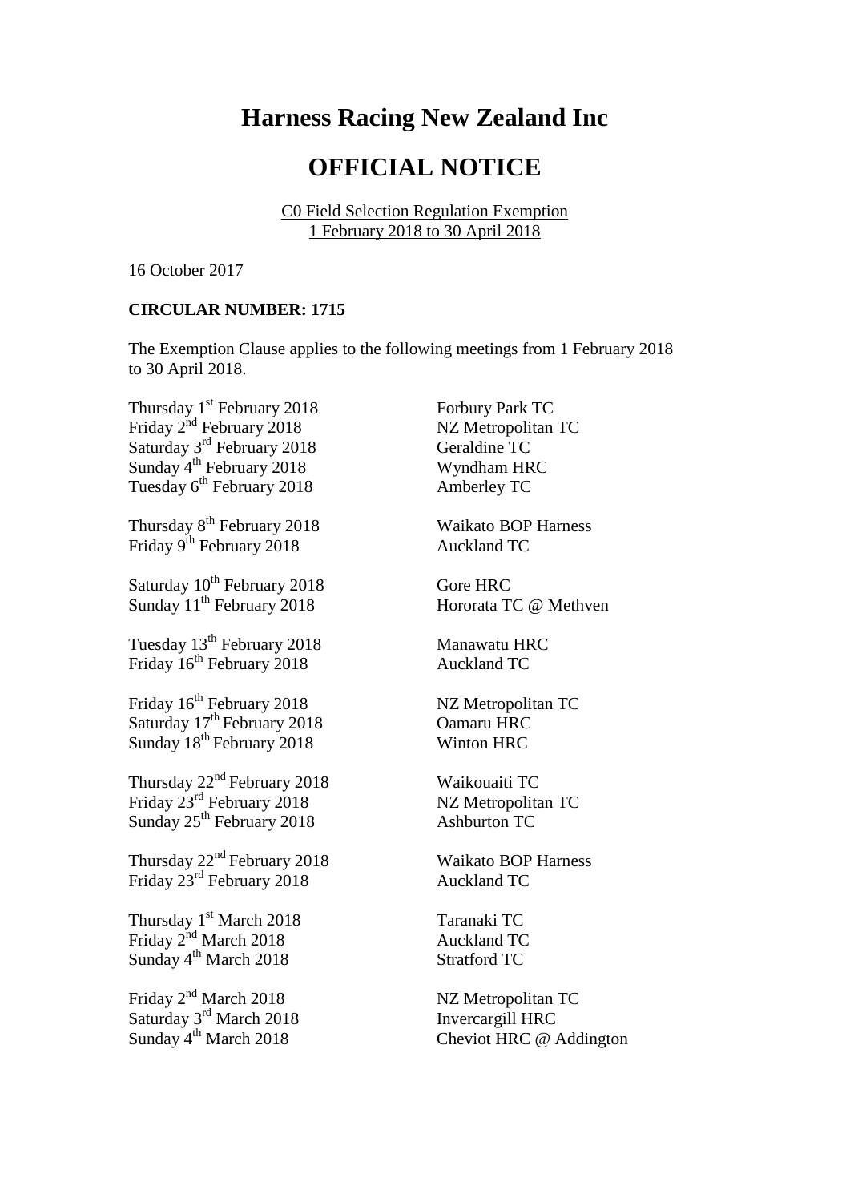# Harness Racing New Zealand Inc

# OFFICIAL NOTICE

C0 Field Selection Regulation Exemption
1 February 2018 to 30 April 2018

16 October 2017

**CIRCULAR NUMBER: 1715**

The Exemption Clause applies to the following meetings from 1 February 2018 to 30 April 2018.

| | |
|---|---|
| Thursday 1st February 2018 | Forbury Park TC |
| Friday 2nd February 2018 | NZ Metropolitan TC |
| Saturday 3rd February 2018 | Geraldine TC |
| Sunday 4th February 2018 | Wyndham HRC |
| Tuesday 6th February 2018 | Amberley TC |
| | |
| Thursday 8th February 2018 | Waikato BOP Harness |
| Friday 9th February 2018 | Auckland TC |
| | |
| Saturday 10th February 2018 | Gore HRC |
| Sunday 11th February 2018 | Hororata TC @ Methven |
| | |
| Tuesday 13th February 2018 | Manawatu HRC |
| Friday 16th February 2018 | Auckland TC |
| | |
| Friday 16th February 2018 | NZ Metropolitan TC |
| Saturday 17th February 2018 | Oamaru HRC |
| Sunday 18th February 2018 | Winton HRC |
| | |
| Thursday 22nd February 2018 | Waikouaiti TC |
| Friday 23rd February 2018 | NZ Metropolitan TC |
| Sunday 25th February 2018 | Ashburton TC |
| | |
| Thursday 22nd February 2018 | Waikato BOP Harness |
| Friday 23rd February 2018 | Auckland TC |
| | |
| Thursday 1st March 2018 | Taranaki TC |
| Friday 2nd March 2018 | Auckland TC |
| Sunday 4th March 2018 | Stratford TC |
| | |
| Friday 2nd March 2018 | NZ Metropolitan TC |
| Saturday 3rd March 2018 | Invercargill HRC |
| Sunday 4th March 2018 | Cheviot HRC @ Addington |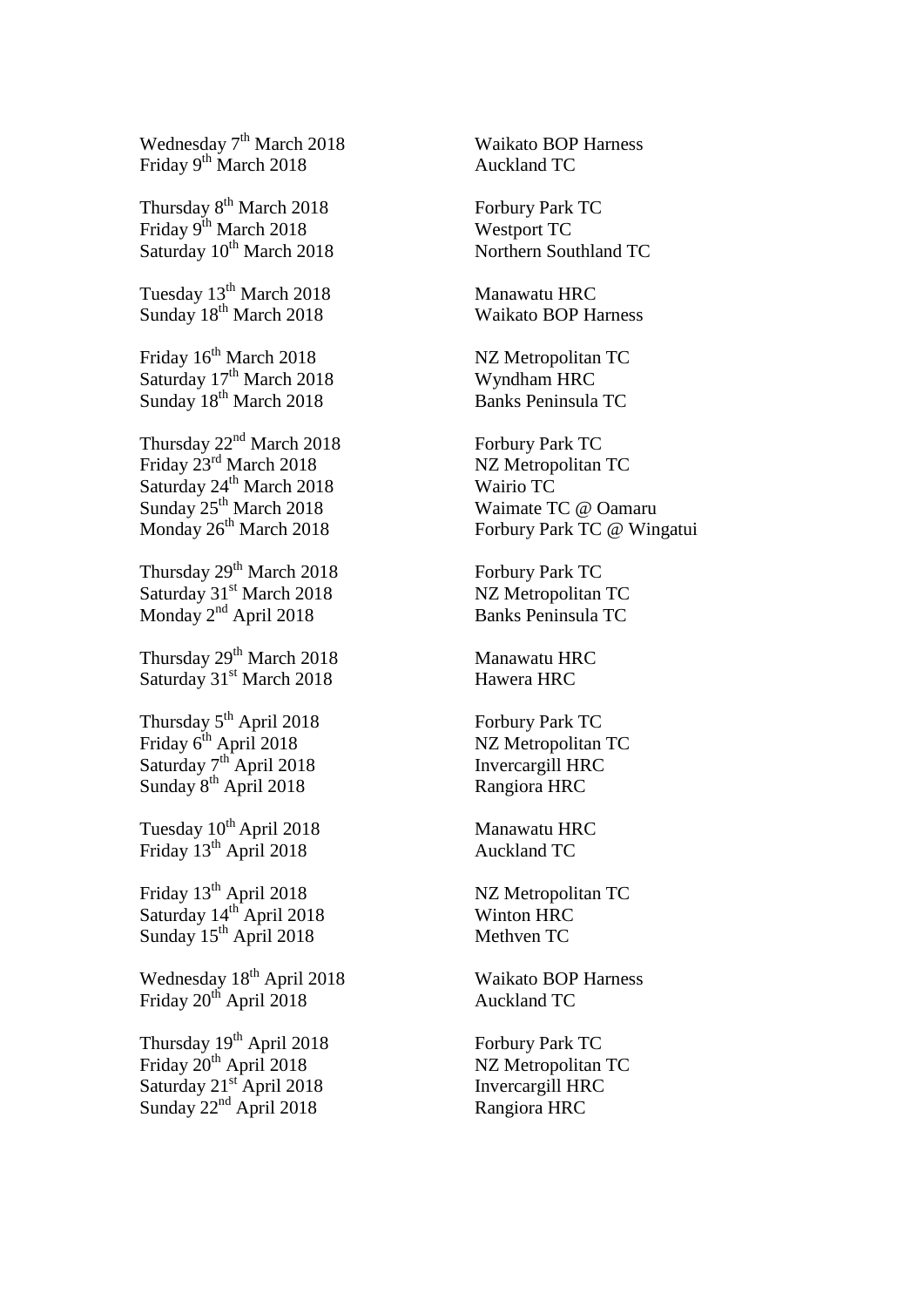Wednesday 7th March 2018 Waikato BOP Harness
Friday 9th March 2018 Auckland TC

Thursday 8th March 2018 Forbury Park TC
Friday 9th March 2018 Westport TC
Saturday 10th March 2018 Northern Southland TC

Tuesday 13th March 2018 Manawatu HRC
Sunday 18th March 2018 Waikato BOP Harness

Friday 16th March 2018 NZ Metropolitan TC
Saturday 17th March 2018 Wyndham HRC
Sunday 18th March 2018 Banks Peninsula TC

Thursday 22nd March 2018 Forbury Park TC
Friday 23rd March 2018 NZ Metropolitan TC
Saturday 24th March 2018 Wairio TC
Sunday 25th March 2018 Waimate TC @ Oamaru
Monday 26th March 2018 Forbury Park TC @ Wingatui

Thursday 29th March 2018 Forbury Park TC
Saturday 31st March 2018 NZ Metropolitan TC
Monday 2nd April 2018 Banks Peninsula TC

Thursday 29th March 2018 Manawatu HRC
Saturday 31st March 2018 Hawera HRC

Thursday 5th April 2018 Forbury Park TC
Friday 6th April 2018 NZ Metropolitan TC
Saturday 7th April 2018 Invercargill HRC
Sunday 8th April 2018 Rangiora HRC

Tuesday 10th April 2018 Manawatu HRC
Friday 13th April 2018 Auckland TC

Friday 13th April 2018 NZ Metropolitan TC
Saturday 14th April 2018 Winton HRC
Sunday 15th April 2018 Methven TC

Wednesday 18th April 2018 Waikato BOP Harness
Friday 20th April 2018 Auckland TC

Thursday 19th April 2018 Forbury Park TC
Friday 20th April 2018 NZ Metropolitan TC
Saturday 21st April 2018 Invercargill HRC
Sunday 22nd April 2018 Rangiora HRC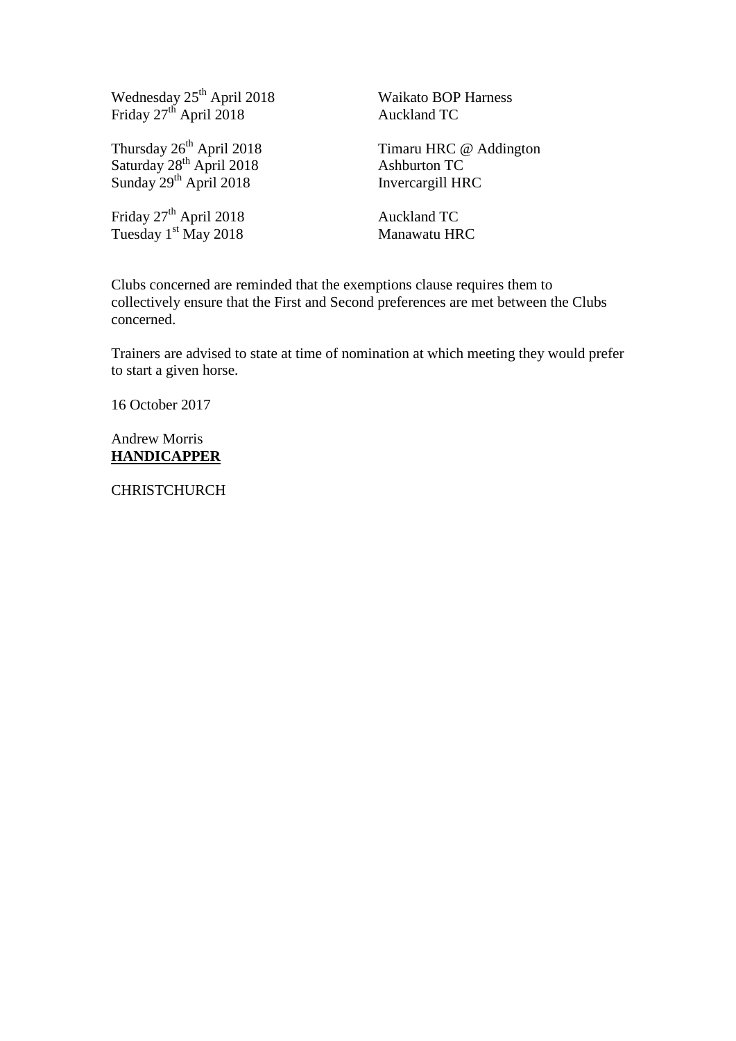| | |
|---|---|
| Wednesday 25th April 2018 | Waikato BOP Harness |
| Friday 27th April 2018 | Auckland TC |
| | |
| Thursday 26th April 2018 | Timaru HRC @ Addington |
| Saturday 28th April 2018 | Ashburton TC |
| Sunday 29th April 2018 | Invercargill HRC |
| | |
| Friday 27th April 2018 | Auckland TC |
| Tuesday 1st May 2018 | Manawatu HRC |

Clubs concerned are reminded that the exemptions clause requires them to collectively ensure that the First and Second preferences are met between the Clubs concerned.

Trainers are advised to state at time of nomination at which meeting they would prefer to start a given horse.

16 October 2017

Andrew Morris
**HANDICAPPER**

CHRISTCHURCH